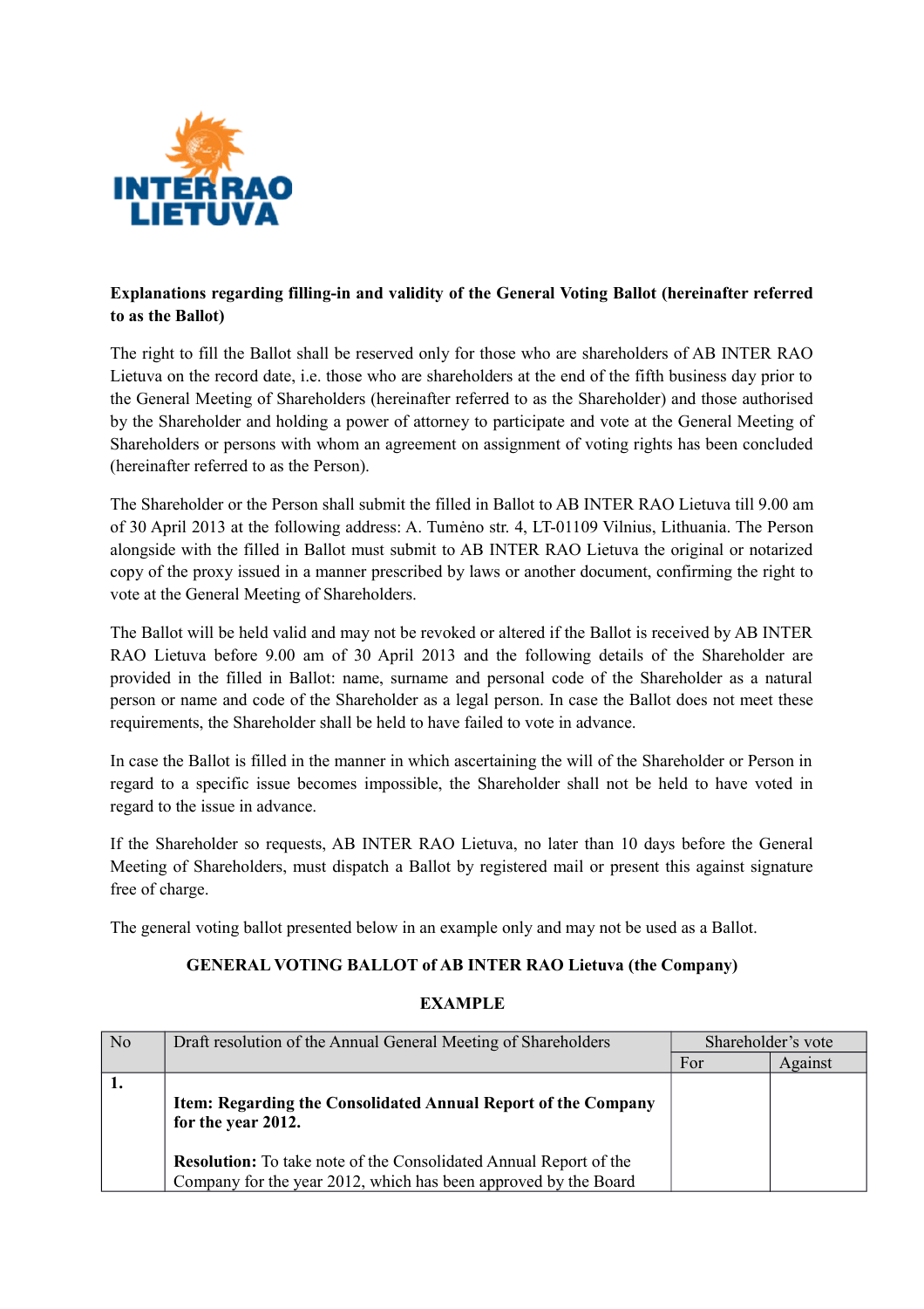**Explanations regarding filling-in and validity of the General Voting Ballot (hereinafter referred to as the Ballot)**

The right to fill the Ballot shall be reserved only for those who are shareholders of AB INTER RAO Lietuva on the record date, i.e. those who are shareholders at the end of the fifth business day prior to the General Meeting of Shareholders (hereinafter referred to as the Shareholder) and those authorised by the Shareholder and holding a power of attorney to participate and vote at the General Meeting of Shareholders or persons with whom an agreement on assignment of voting rights has been concluded (hereinafter referred to as the Person).

The Shareholder or the Person shall submit the filled in Ballot to AB INTER RAO Lietuva till 9.00 am of 30 April 2013 at the following address: A. Tumėno str. 4, LT-01109 Vilnius, Lithuania. The Person alongside with the filled in Ballot must submit to AB INTER RAO Lietuva the original or notarized copy of the proxy issued in a manner prescribed by laws or another document, confirming the right to vote at the General Meeting of Shareholders.

The Ballot will be held valid and may not be revoked or altered if the Ballot is received by AB INTER RAO Lietuva before 9.00 am of 30 April 2013 and the following details of the Shareholder are provided in the filled in Ballot: name, surname and personal code of the Shareholder as a natural person or name and code of the Shareholder as a legal person. In case the Ballot does not meet these requirements, the Shareholder shall be held to have failed to vote in advance.

In case the Ballot is filled in the manner in which ascertaining the will of the Shareholder or Person in regard to a specific issue becomes impossible, the Shareholder shall not be held to have voted in regard to the issue in advance.

If the Shareholder so requests, AB INTER RAO Lietuva, no later than 10 days before the General Meeting of Shareholders, must dispatch a Ballot by registered mail or present this against signature free of charge.

The general voting ballot presented below in an example only and may not be used as a Ballot.

**GENERAL VOTING BALLOT of AB INTER RAO Lietuva (the Company)**

**EXAMPLE**

| No | Draft resolution of the Annual General Meeting of Shareholders | Shareholder's vote | |
|---|---|---|---|
| | | For | Against |
| **1.** | **Item: Regarding the Consolidated Annual Report of the Company for the year 2012.** <br><br> **Resolution:** To take note of the Consolidated Annual Report of the Company for the year 2012, which has been approved by the Board | | |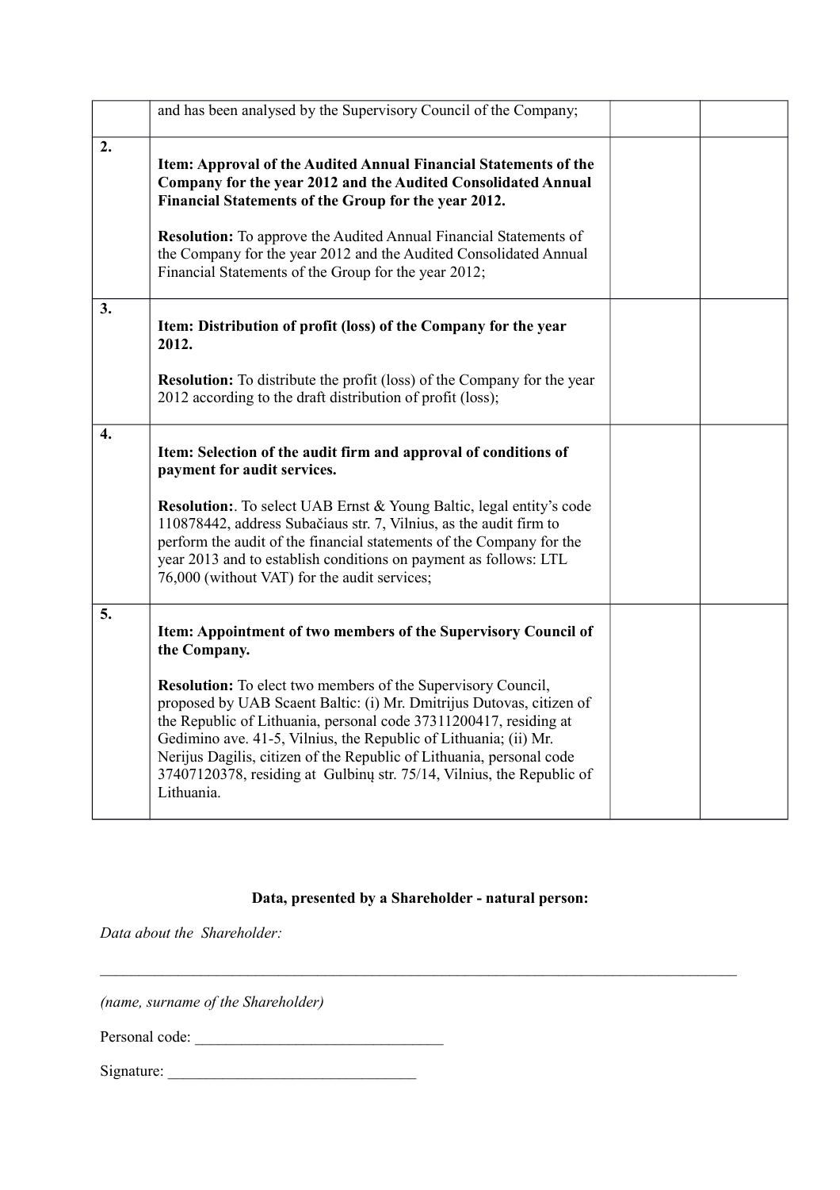| | | | |
|---|---|---|---|
| | and has been analysed by the Supervisory Council of the Company; | | |
| **2.** | **Item: Approval of the Audited Annual Financial Statements of the Company for the year 2012 and the Audited Consolidated Annual Financial Statements of the Group for the year 2012.**<br><br>**Resolution:** To approve the Audited Annual Financial Statements of the Company for the year 2012 and the Audited Consolidated Annual Financial Statements of the Group for the year 2012; | | |
| **3.** | **Item: Distribution of profit (loss) of the Company for the year 2012.**<br><br>**Resolution:** To distribute the profit (loss) of the Company for the year 2012 according to the draft distribution of profit (loss); | | |
| **4.** | **Item: Selection of the audit firm and approval of conditions of payment for audit services.**<br><br>**Resolution:**. To select UAB Ernst & Young Baltic, legal entity's code 110878442, address Subačiaus str. 7, Vilnius, as the audit firm to perform the audit of the financial statements of the Company for the year 2013 and to establish conditions on payment as follows: LTL 76,000 (without VAT) for the audit services; | | |
| **5.** | **Item: Appointment of two members of the Supervisory Council of the Company.**<br><br>**Resolution:** To elect two members of the Supervisory Council, proposed by UAB Scaent Baltic: (i) Mr. Dmitrijus Dutovas, citizen of the Republic of Lithuania, personal code 37311200417, residing at Gedimino ave. 41-5, Vilnius, the Republic of Lithuania; (ii) Mr. Nerijus Dagilis, citizen of the Republic of Lithuania, personal code 37407120378, residing at Gulbinų str. 75/14, Vilnius, the Republic of Lithuania. | | |

**Data, presented by a Shareholder - natural person:**

*Data about the Shareholder:*

_______________________________________________________________________________

*(name, surname of the Shareholder)*

Personal code: ________________________________

Signature: ________________________________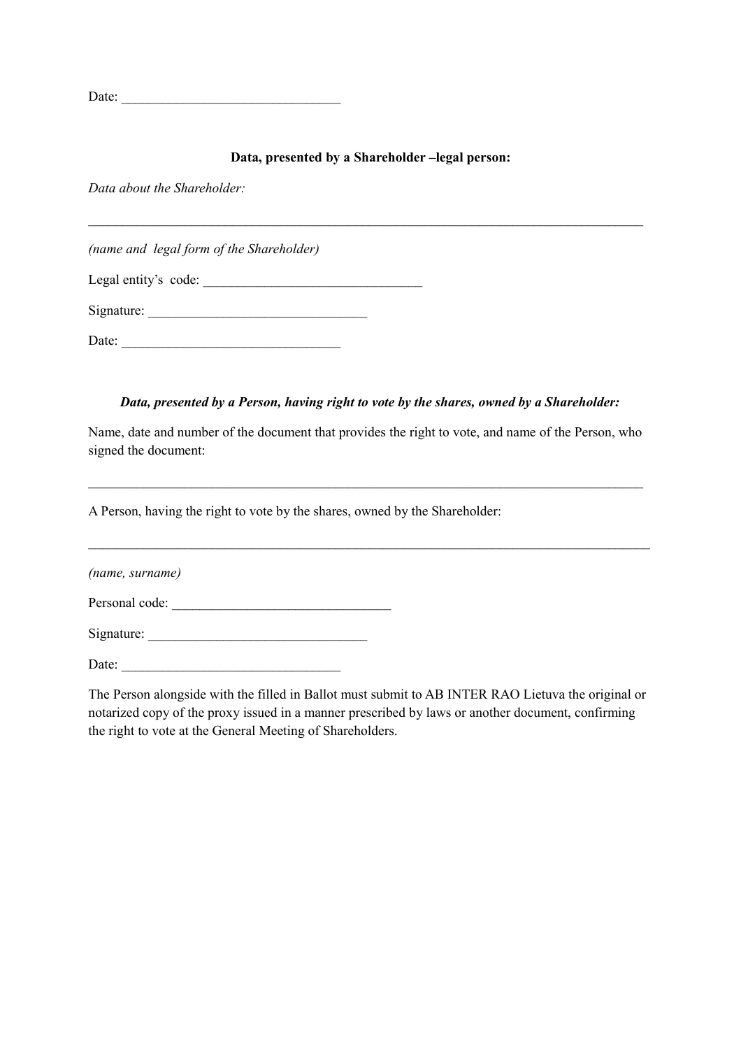Date: ________________________________

**Data, presented by a Shareholder –legal person:**

*Data about the Shareholder:*

_________________________________________________________________________________________

*(name and legal form of the Shareholder)*

Legal entity's code: ________________________________

Signature: ________________________________

Date: ________________________________

***Data, presented by a Person, having right to vote by the shares, owned by a Shareholder:***

Name, date and number of the document that provides the right to vote, and name of the Person, who signed the document:

_________________________________________________________________________________________

A Person, having the right to vote by the shares, owned by the Shareholder:

_________________________________________________________________________________________

*(name, surname)*

Personal code: ________________________________

Signature: ________________________________

Date: ________________________________

The Person alongside with the filled in Ballot must submit to AB INTER RAO Lietuva the original or notarized copy of the proxy issued in a manner prescribed by laws or another document, confirming the right to vote at the General Meeting of Shareholders.